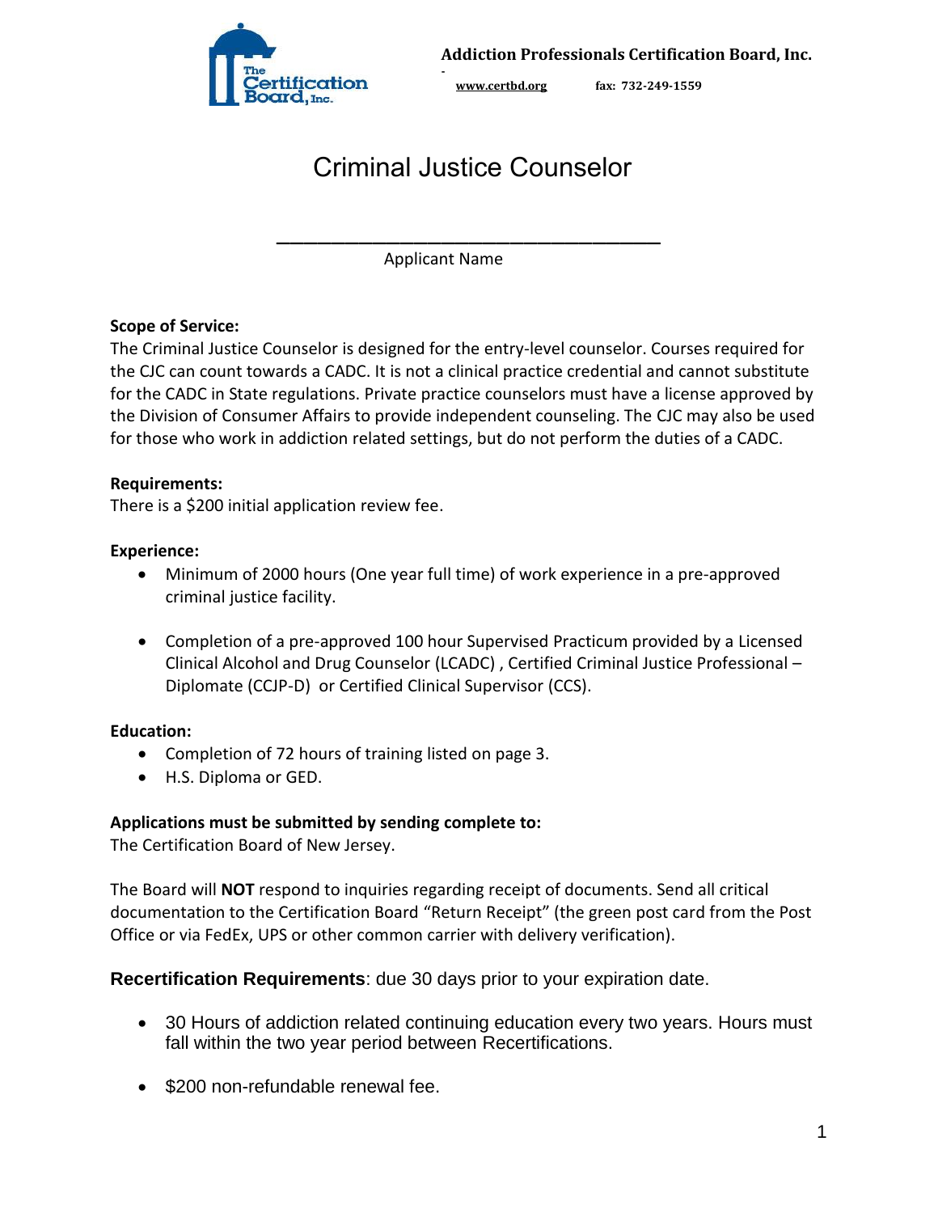**Addiction Professionals Certification Board, Inc.**

www.certbd.org fax: 732-249-1559

# Criminal Justice Counselor

\_\_\_\_\_\_\_\_\_\_\_\_\_\_\_\_\_\_\_\_\_\_\_\_\_\_\_\_\_\_\_\_\_\_\_\_

Applicant Name

**Scope of Service:**

The Criminal Justice Counselor is designed for the entry-level counselor. Courses required for the CJC can count towards a CADC. It is not a clinical practice credential and cannot substitute for the CADC in State regulations. Private practice counselors must have a license approved by the Division of Consumer Affairs to provide independent counseling. The CJC may also be used for those who work in addiction related settings, but do not perform the duties of a CADC.

**Requirements:**

There is a $200 initial application review fee.

**Experience:**

- Minimum of 2000 hours (One year full time) of work experience in a pre-approved criminal justice facility.
- Completion of a pre-approved 100 hour Supervised Practicum provided by a Licensed Clinical Alcohol and Drug Counselor (LCADC) , Certified Criminal Justice Professional – Diplomate (CCJP-D) or Certified Clinical Supervisor (CCS).

**Education:**

- Completion of 72 hours of training listed on page 3.
- H.S. Diploma or GED.

**Applications must be submitted by sending complete to:**

The Certification Board of New Jersey.

The Board will **NOT** respond to inquiries regarding receipt of documents. Send all critical documentation to the Certification Board "Return Receipt" (the green post card from the Post Office or via FedEx, UPS or other common carrier with delivery verification).

**Recertification Requirements**: due 30 days prior to your expiration date.

- 30 Hours of addiction related continuing education every two years. Hours must fall within the two year period between Recertifications.
- $200 non-refundable renewal fee.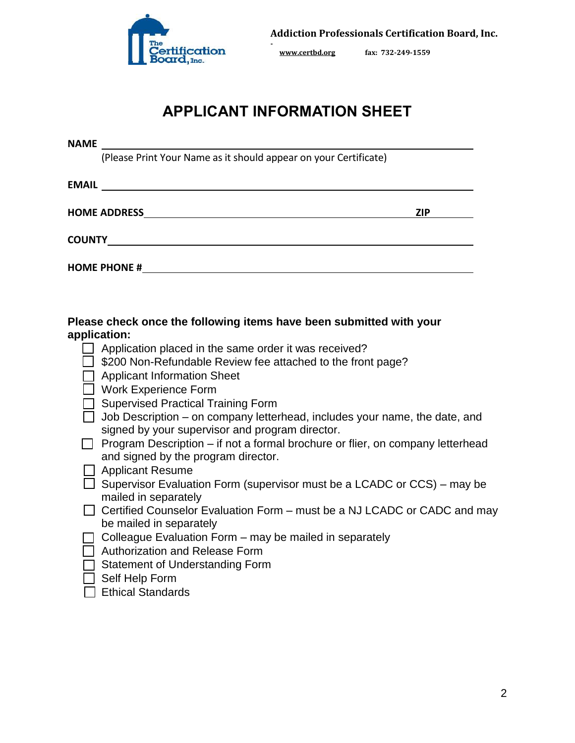Addiction Professionals Certification Board, Inc.

www.certbd.org fax: 732-249-1559

# APPLICANT INFORMATION SHEET

**NAME** ______________________________________________

(Please Print Your Name as it should appear on your Certificate)

**EMAIL** ______________________________________________

**HOME ADDRESS** ________________________________ **ZIP** __________

**COUNTY** ______________________________________________

**HOME PHONE #** ________________________________________

**Please check once the following items have been submitted with your application:**

- ☐ Application placed in the same order it was received?
- ☐ $200 Non-Refundable Review fee attached to the front page?
- ☐ Applicant Information Sheet
- ☐ Work Experience Form
- ☐ Supervised Practical Training Form
- ☐ Job Description – on company letterhead, includes your name, the date, and signed by your supervisor and program director.
- ☐ Program Description – if not a formal brochure or flier, on company letterhead and signed by the program director.
- ☐ Applicant Resume
- ☐ Supervisor Evaluation Form (supervisor must be a LCADC or CCS) – may be mailed in separately
- ☐ Certified Counselor Evaluation Form – must be a NJ LCADC or CADC and may be mailed in separately
- ☐ Colleague Evaluation Form – may be mailed in separately
- ☐ Authorization and Release Form
- ☐ Statement of Understanding Form
- ☐ Self Help Form
- ☐ Ethical Standards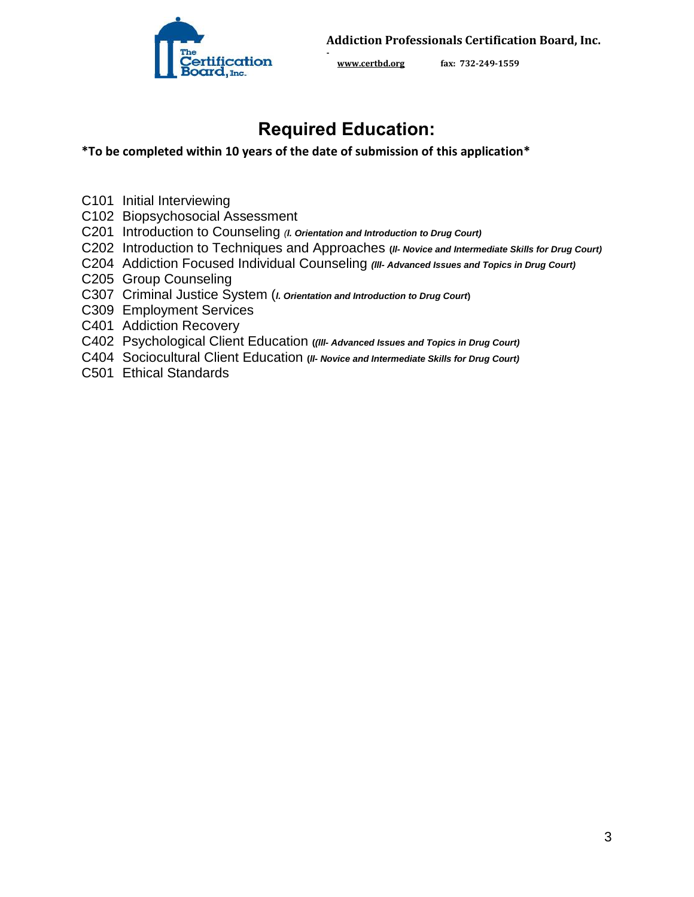# Required Education:

**\*To be completed within 10 years of the date of submission of this application\***

- C101 Initial Interviewing
- C102 Biopsychosocial Assessment
- C201 Introduction to Counseling *(I. Orientation and Introduction to Drug Court)*
- C202 Introduction to Techniques and Approaches ***(II- Novice and Intermediate Skills for Drug Court)***
- C204 Addiction Focused Individual Counseling ***(III- Advanced Issues and Topics in Drug Court)***
- C205 Group Counseling
- C307 Criminal Justice System (***I. Orientation and Introduction to Drug Court***)
- C309 Employment Services
- C401 Addiction Recovery
- C402 Psychological Client Education ***((III- Advanced Issues and Topics in Drug Court)***
- C404 Sociocultural Client Education ***(II- Novice and Intermediate Skills for Drug Court)***
- C501 Ethical Standards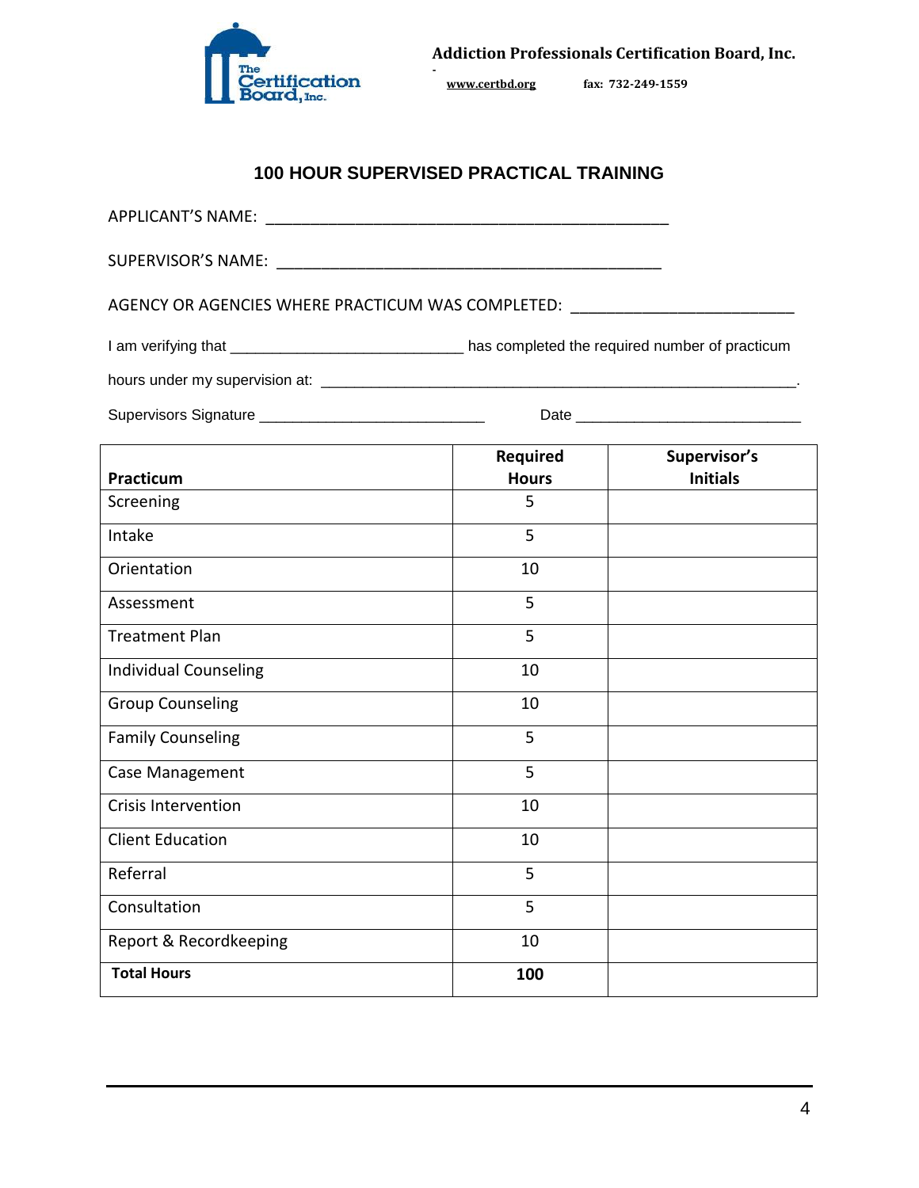Addiction Professionals Certification Board, Inc.

www.certbd.org fax: 732-249-1559

## 100 HOUR SUPERVISED PRACTICAL TRAINING

APPLICANT'S NAME: _______________________________________________

SUPERVISOR'S NAME: _____________________________________________

AGENCY OR AGENCIES WHERE PRACTICUM WAS COMPLETED: _________________________

I am verifying that ___________________________ has completed the required number of practicum hours under my supervision at: _______________________________________________________.

Supervisors Signature ___________________________ Date ___________________________

| Practicum | Required Hours | Supervisor's Initials |
|---|---|---|
| Screening | 5 | |
| Intake | 5 | |
| Orientation | 10 | |
| Assessment | 5 | |
| Treatment Plan | 5 | |
| Individual Counseling | 10 | |
| Group Counseling | 10 | |
| Family Counseling | 5 | |
| Case Management | 5 | |
| Crisis Intervention | 10 | |
| Client Education | 10 | |
| Referral | 5 | |
| Consultation | 5 | |
| Report & Recordkeeping | 10 | |
| **Total Hours** | **100** | |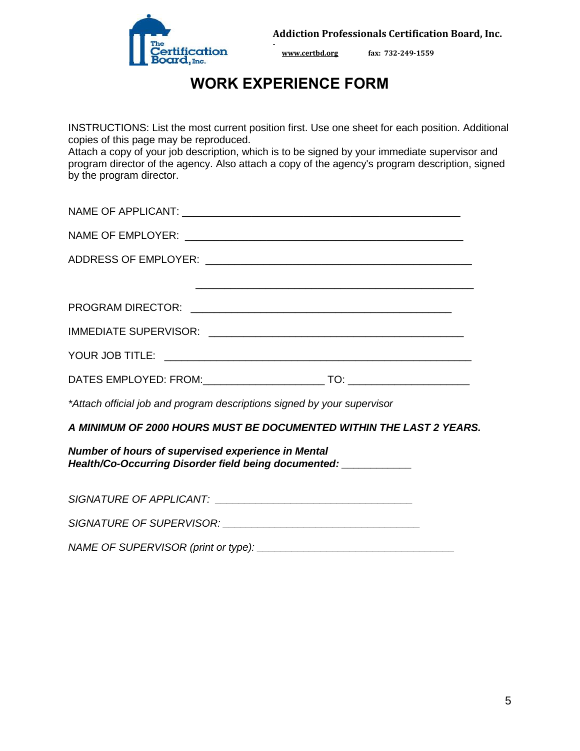**Addiction Professionals Certification Board, Inc.**

www.certbd.org fax: 732-249-1559

# WORK EXPERIENCE FORM

INSTRUCTIONS: List the most current position first. Use one sheet for each position. Additional copies of this page may be reproduced.
Attach a copy of your job description, which is to be signed by your immediate supervisor and program director of the agency. Also attach a copy of the agency's program description, signed by the program director.

NAME OF APPLICANT: ______________________________________________

NAME OF EMPLOYER: ______________________________________________

ADDRESS OF EMPLOYER: ______________________________________________

______________________________________________

PROGRAM DIRECTOR: ______________________________________________

IMMEDIATE SUPERVISOR: ______________________________________________

YOUR JOB TITLE: ______________________________________________

DATES EMPLOYED: FROM:____________________ TO: ____________________

*\*Attach official job and program descriptions signed by your supervisor*

***A MINIMUM OF 2000 HOURS MUST BE DOCUMENTED WITHIN THE LAST 2 YEARS.***

***Number of hours of supervised experience in Mental Health/Co-Occurring Disorder field being documented: ___________***

*SIGNATURE OF APPLICANT: ________________________________*

*SIGNATURE OF SUPERVISOR: ________________________________*

*NAME OF SUPERVISOR (print or type): ________________________________*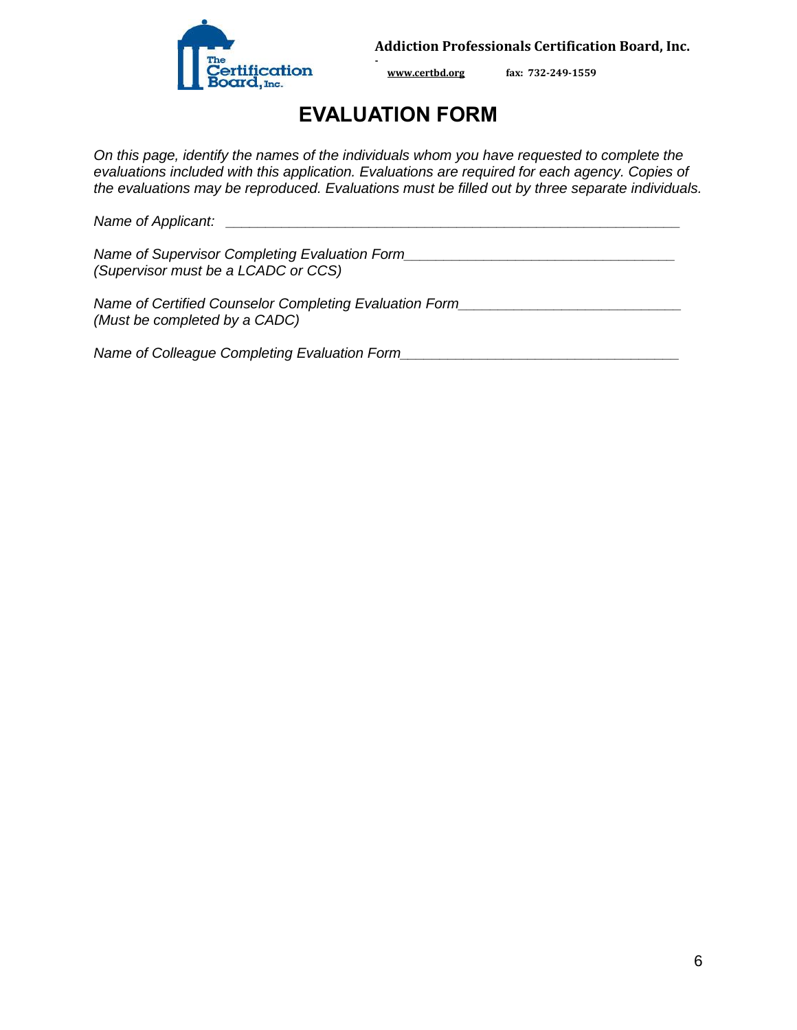**Addiction Professionals Certification Board, Inc.**

www.certbd.org fax: 732-249-1559

# EVALUATION FORM

*On this page, identify the names of the individuals whom you have requested to complete the evaluations included with this application. Evaluations are required for each agency. Copies of the evaluations may be reproduced. Evaluations must be filled out by three separate individuals.*

*Name of Applicant:* ____________________________________________________________

*Name of Supervisor Completing Evaluation Form*___________________________________
*(Supervisor must be a LCADC or CCS)*

*Name of Certified Counselor Completing Evaluation Form*___________________________
*(Must be completed by a CADC)*

*Name of Colleague Completing Evaluation Form*____________________________________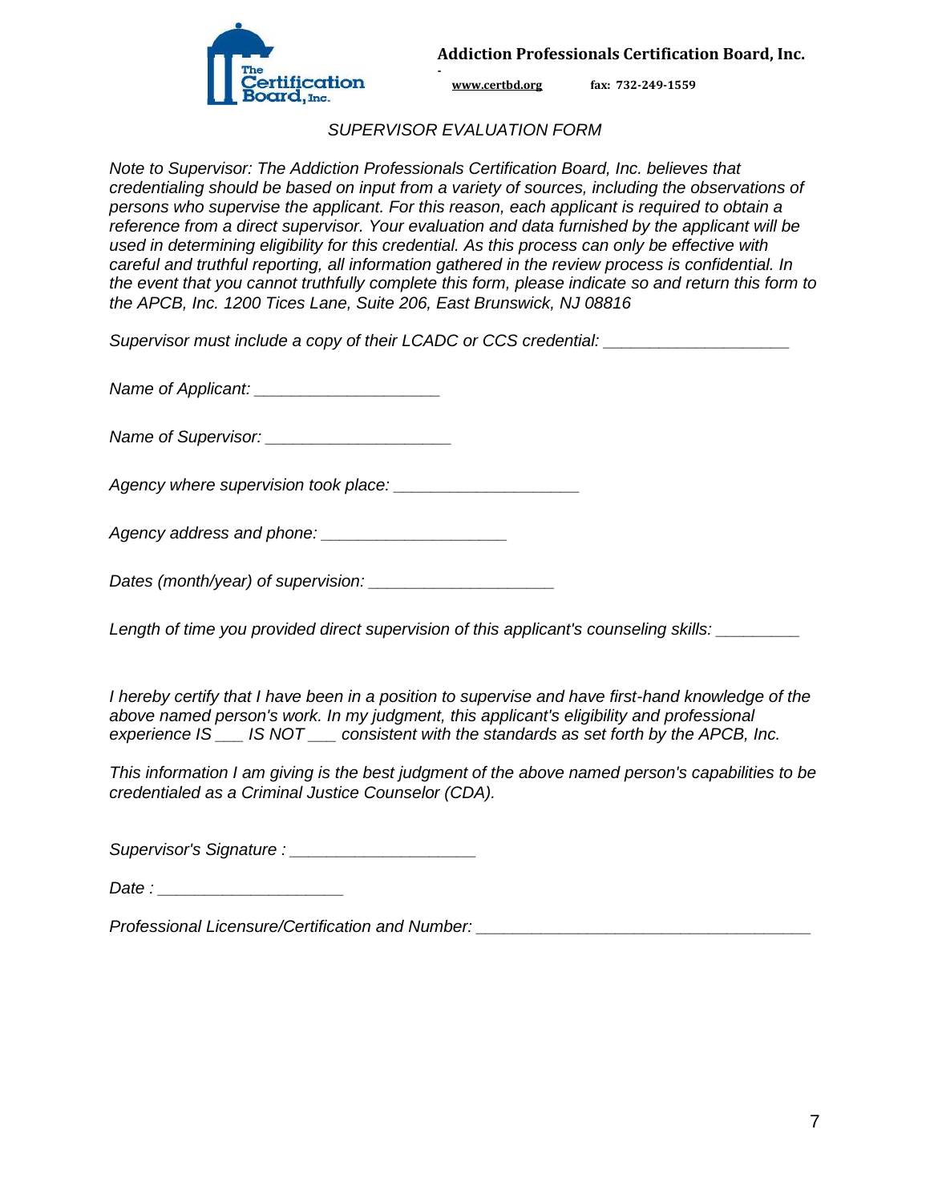**Addiction Professionals Certification Board, Inc.**

www.certbd.org fax: 732-249-1559

*SUPERVISOR EVALUATION FORM*

*Note to Supervisor: The Addiction Professionals Certification Board, Inc. believes that credentialing should be based on input from a variety of sources, including the observations of persons who supervise the applicant. For this reason, each applicant is required to obtain a reference from a direct supervisor. Your evaluation and data furnished by the applicant will be used in determining eligibility for this credential. As this process can only be effective with careful and truthful reporting, all information gathered in the review process is confidential. In the event that you cannot truthfully complete this form, please indicate so and return this form to the APCB, Inc. 1200 Tices Lane, Suite 206, East Brunswick, NJ 08816*

*Supervisor must include a copy of their LCADC or CCS credential:* ____________________

*Name of Applicant:* ____________________

*Name of Supervisor:* ____________________

*Agency where supervision took place:* ____________________

*Agency address and phone:* ____________________

*Dates (month/year) of supervision:* ____________________

*Length of time you provided direct supervision of this applicant's counseling skills:* _________

*I hereby certify that I have been in a position to supervise and have first-hand knowledge of the above named person's work. In my judgment, this applicant's eligibility and professional experience IS ___ IS NOT ___ consistent with the standards as set forth by the APCB, Inc.*

*This information I am giving is the best judgment of the above named person's capabilities to be credentialed as a Criminal Justice Counselor (CDA).*

*Supervisor's Signature :* ____________________

*Date :* ____________________

*Professional Licensure/Certification and Number:* ____________________________________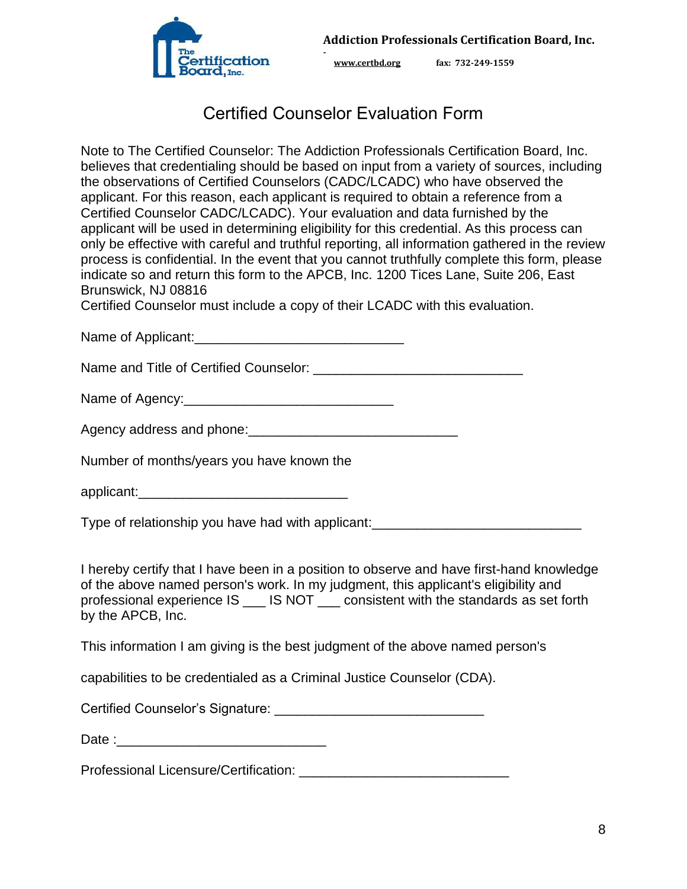Addiction Professionals Certification Board, Inc.

www.certbd.org fax: 732-249-1559

# Certified Counselor Evaluation Form

Note to The Certified Counselor: The Addiction Professionals Certification Board, Inc. believes that credentialing should be based on input from a variety of sources, including the observations of Certified Counselors (CADC/LCADC) who have observed the applicant. For this reason, each applicant is required to obtain a reference from a Certified Counselor CADC/LCADC). Your evaluation and data furnished by the applicant will be used in determining eligibility for this credential. As this process can only be effective with careful and truthful reporting, all information gathered in the review process is confidential. In the event that you cannot truthfully complete this form, please indicate so and return this form to the APCB, Inc. 1200 Tices Lane, Suite 206, East Brunswick, NJ 08816

Certified Counselor must include a copy of their LCADC with this evaluation.

Name of Applicant:____________________________

Name and Title of Certified Counselor: ____________________________

Name of Agency:____________________________

Agency address and phone:____________________________

Number of months/years you have known the

applicant:____________________________

Type of relationship you have had with applicant:____________________________

I hereby certify that I have been in a position to observe and have first-hand knowledge of the above named person's work. In my judgment, this applicant's eligibility and professional experience IS ___ IS NOT ___ consistent with the standards as set forth by the APCB, Inc.

This information I am giving is the best judgment of the above named person's

capabilities to be credentialed as a Criminal Justice Counselor (CDA).

Certified Counselor's Signature: ____________________________

Date :____________________________

Professional Licensure/Certification: ____________________________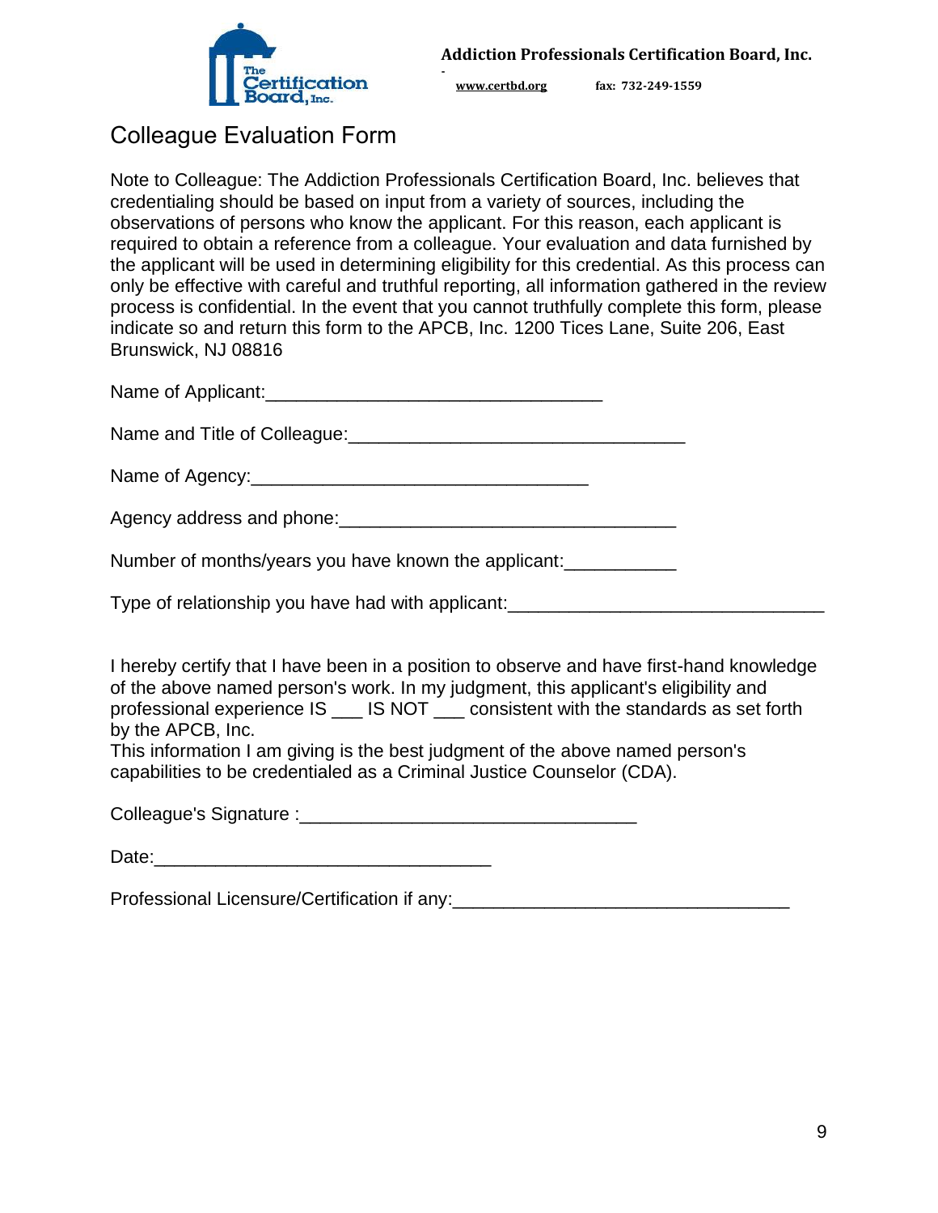**Addiction Professionals Certification Board, Inc.**

www.certbd.org fax: 732-249-1559

## Colleague Evaluation Form

Note to Colleague: The Addiction Professionals Certification Board, Inc. believes that credentialing should be based on input from a variety of sources, including the observations of persons who know the applicant. For this reason, each applicant is required to obtain a reference from a colleague. Your evaluation and data furnished by the applicant will be used in determining eligibility for this credential. As this process can only be effective with careful and truthful reporting, all information gathered in the review process is confidential. In the event that you cannot truthfully complete this form, please indicate so and return this form to the APCB, Inc. 1200 Tices Lane, Suite 206, East Brunswick, NJ 08816

Name of Applicant:_________________________________

Name and Title of Colleague:_________________________________

Name of Agency:_________________________________

Agency address and phone:_________________________________

Number of months/years you have known the applicant:___________

Type of relationship you have had with applicant:_______________________________

I hereby certify that I have been in a position to observe and have first-hand knowledge of the above named person's work. In my judgment, this applicant's eligibility and professional experience IS ___ IS NOT ___ consistent with the standards as set forth by the APCB, Inc.
This information I am giving is the best judgment of the above named person's capabilities to be credentialed as a Criminal Justice Counselor (CDA).

Colleague's Signature :_________________________________

Date:_________________________________

Professional Licensure/Certification if any:_________________________________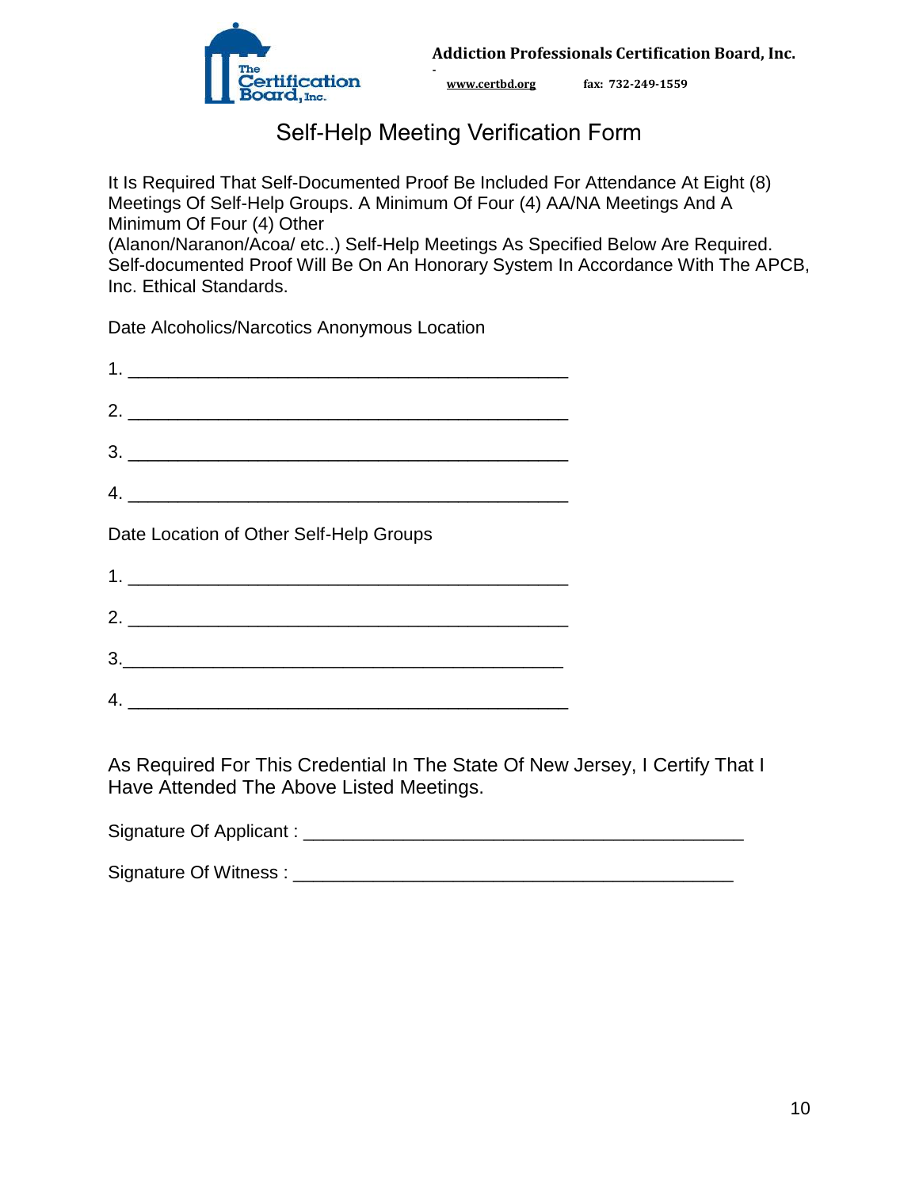**Addiction Professionals Certification Board, Inc.**

**www.certbd.org** **fax: 732-249-1559**

# Self-Help Meeting Verification Form

It Is Required That Self-Documented Proof Be Included For Attendance At Eight (8) Meetings Of Self-Help Groups. A Minimum Of Four (4) AA/NA Meetings And A Minimum Of Four (4) Other (Alanon/Naranon/Acoa/ etc..) Self-Help Meetings As Specified Below Are Required. Self-documented Proof Will Be On An Honorary System In Accordance With The APCB, Inc. Ethical Standards.

Date Alcoholics/Narcotics Anonymous Location

1. ____________________________________________

2. ____________________________________________

3. ____________________________________________

4. ____________________________________________

Date Location of Other Self-Help Groups

1. ____________________________________________

2. ____________________________________________

3. ____________________________________________

4. ____________________________________________

As Required For This Credential In The State Of New Jersey, I Certify That I Have Attended The Above Listed Meetings.

Signature Of Applicant : ____________________________________________

Signature Of Witness : ____________________________________________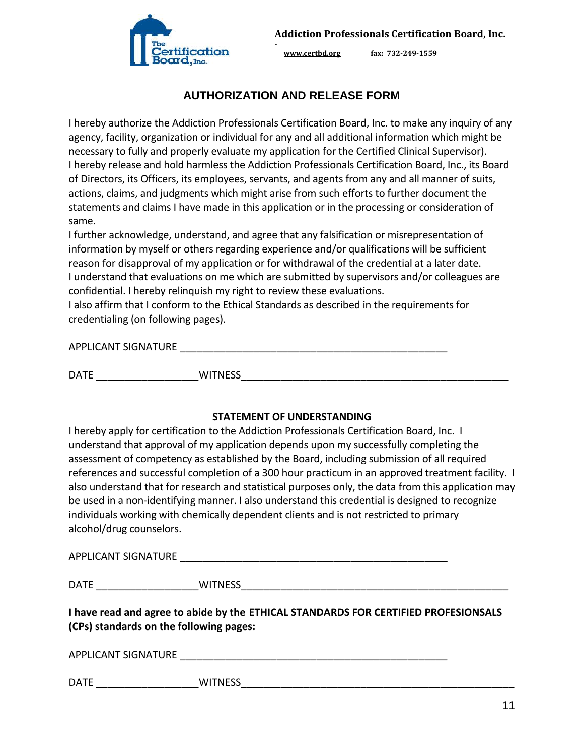**Addiction Professionals Certification Board, Inc.**

www.certbd.org fax: 732-249-1559

## AUTHORIZATION AND RELEASE FORM

I hereby authorize the Addiction Professionals Certification Board, Inc. to make any inquiry of any agency, facility, organization or individual for any and all additional information which might be necessary to fully and properly evaluate my application for the Certified Clinical Supervisor).
I hereby release and hold harmless the Addiction Professionals Certification Board, Inc., its Board of Directors, its Officers, its employees, servants, and agents from any and all manner of suits, actions, claims, and judgments which might arise from such efforts to further document the statements and claims I have made in this application or in the processing or consideration of same.
I further acknowledge, understand, and agree that any falsification or misrepresentation of information by myself or others regarding experience and/or qualifications will be sufficient reason for disapproval of my application or for withdrawal of the credential at a later date.
I understand that evaluations on me which are submitted by supervisors and/or colleagues are confidential. I hereby relinquish my right to review these evaluations.
I also affirm that I conform to the Ethical Standards as described in the requirements for credentialing (on following pages).

APPLICANT SIGNATURE ________________________________________________

DATE __________________WITNESS_________________________________________________

### STATEMENT OF UNDERSTANDING

I hereby apply for certification to the Addiction Professionals Certification Board, Inc. I understand that approval of my application depends upon my successfully completing the assessment of competency as established by the Board, including submission of all required references and successful completion of a 300 hour practicum in an approved treatment facility. I also understand that for research and statistical purposes only, the data from this application may be used in a non-identifying manner. I also understand this credential is designed to recognize individuals working with chemically dependent clients and is not restricted to primary alcohol/drug counselors.

APPLICANT SIGNATURE ________________________________________________

DATE __________________WITNESS_________________________________________________

**I have read and agree to abide by the ETHICAL STANDARDS FOR CERTIFIED PROFESIONSALS (CPs) standards on the following pages:**

APPLICANT SIGNATURE ________________________________________________

DATE __________________WITNESS_________________________________________________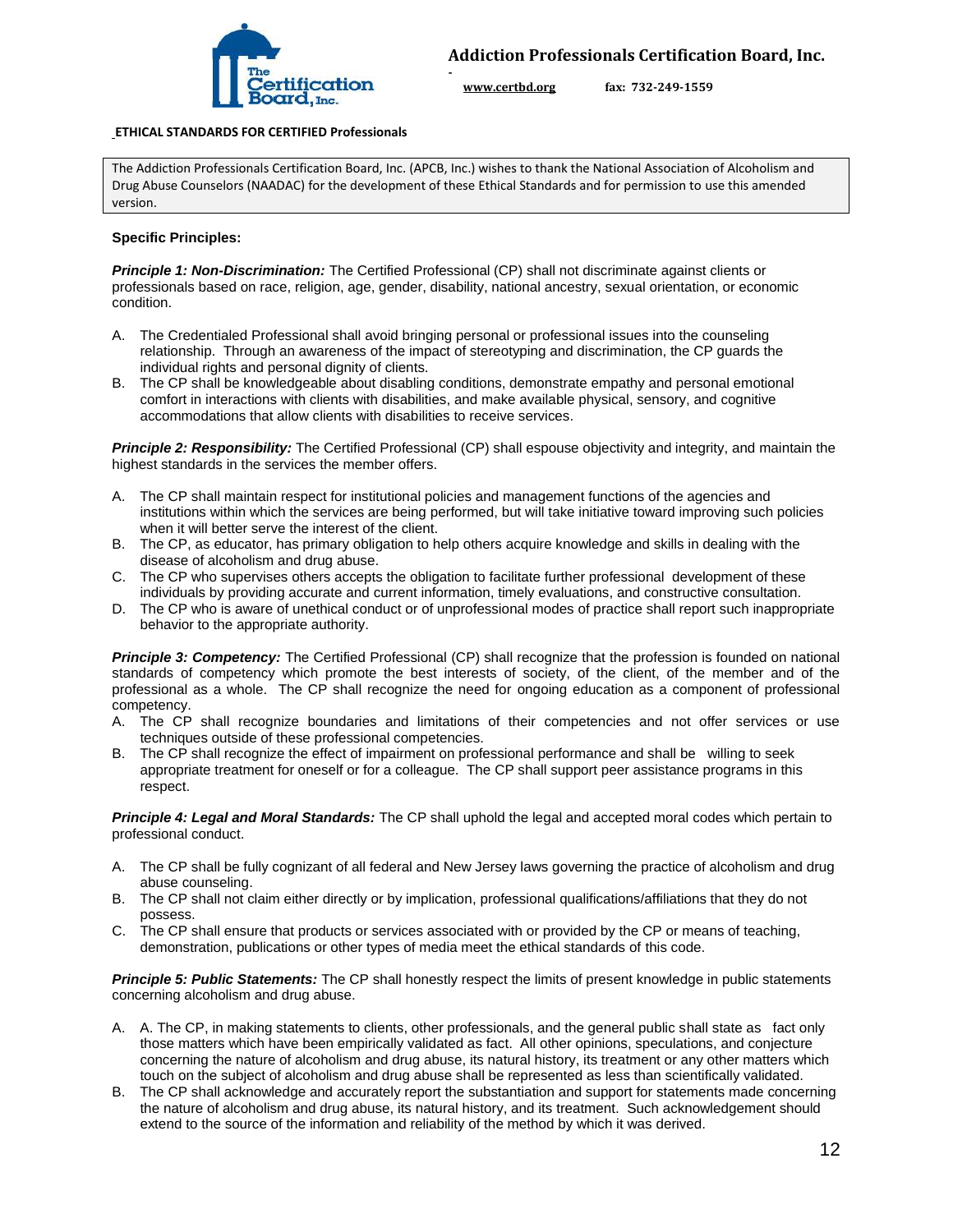**Addiction Professionals Certification Board, Inc.**

www.certbd.org fax: 732-249-1559

**ETHICAL STANDARDS FOR CERTIFIED Professionals**

The Addiction Professionals Certification Board, Inc. (APCB, Inc.) wishes to thank the National Association of Alcoholism and Drug Abuse Counselors (NAADAC) for the development of these Ethical Standards and for permission to use this amended version.

**Specific Principles:**

***Principle 1: Non-Discrimination:*** The Certified Professional (CP) shall not discriminate against clients or professionals based on race, religion, age, gender, disability, national ancestry, sexual orientation, or economic condition.

A. The Credentialed Professional shall avoid bringing personal or professional issues into the counseling relationship. Through an awareness of the impact of stereotyping and discrimination, the CP guards the individual rights and personal dignity of clients.
B. The CP shall be knowledgeable about disabling conditions, demonstrate empathy and personal emotional comfort in interactions with clients with disabilities, and make available physical, sensory, and cognitive accommodations that allow clients with disabilities to receive services.

***Principle 2: Responsibility:*** The Certified Professional (CP) shall espouse objectivity and integrity, and maintain the highest standards in the services the member offers.

A. The CP shall maintain respect for institutional policies and management functions of the agencies and institutions within which the services are being performed, but will take initiative toward improving such policies when it will better serve the interest of the client.
B. The CP, as educator, has primary obligation to help others acquire knowledge and skills in dealing with the disease of alcoholism and drug abuse.
C. The CP who supervises others accepts the obligation to facilitate further professional development of these individuals by providing accurate and current information, timely evaluations, and constructive consultation.
D. The CP who is aware of unethical conduct or of unprofessional modes of practice shall report such inappropriate behavior to the appropriate authority.

***Principle 3: Competency:*** The Certified Professional (CP) shall recognize that the profession is founded on national standards of competency which promote the best interests of society, of the client, of the member and of the professional as a whole. The CP shall recognize the need for ongoing education as a component of professional competency.

A. The CP shall recognize boundaries and limitations of their competencies and not offer services or use techniques outside of these professional competencies.
B. The CP shall recognize the effect of impairment on professional performance and shall be willing to seek appropriate treatment for oneself or for a colleague. The CP shall support peer assistance programs in this respect.

***Principle 4: Legal and Moral Standards:*** The CP shall uphold the legal and accepted moral codes which pertain to professional conduct.

A. The CP shall be fully cognizant of all federal and New Jersey laws governing the practice of alcoholism and drug abuse counseling.
B. The CP shall not claim either directly or by implication, professional qualifications/affiliations that they do not possess.
C. The CP shall ensure that products or services associated with or provided by the CP or means of teaching, demonstration, publications or other types of media meet the ethical standards of this code.

***Principle 5: Public Statements:*** The CP shall honestly respect the limits of present knowledge in public statements concerning alcoholism and drug abuse.

A. A. The CP, in making statements to clients, other professionals, and the general public shall state as fact only those matters which have been empirically validated as fact. All other opinions, speculations, and conjecture concerning the nature of alcoholism and drug abuse, its natural history, its treatment or any other matters which touch on the subject of alcoholism and drug abuse shall be represented as less than scientifically validated.
B. The CP shall acknowledge and accurately report the substantiation and support for statements made concerning the nature of alcoholism and drug abuse, its natural history, and its treatment. Such acknowledgement should extend to the source of the information and reliability of the method by which it was derived.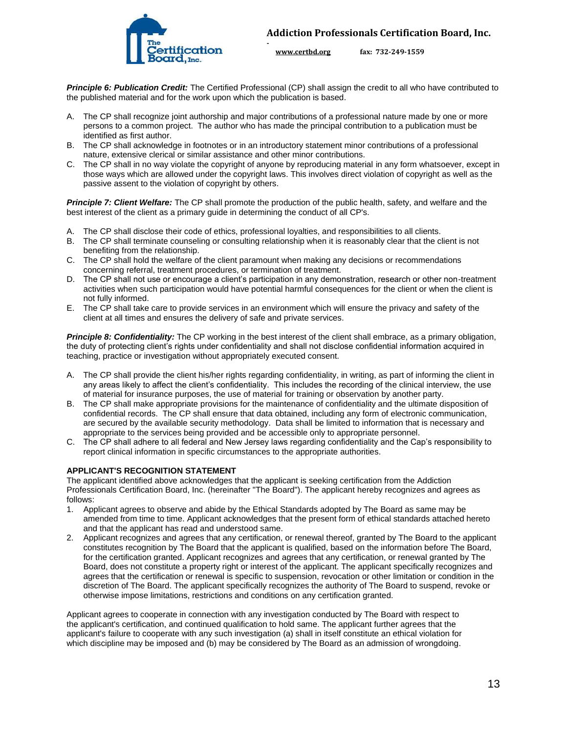***Principle 6: Publication Credit:*** The Certified Professional (CP) shall assign the credit to all who have contributed to the published material and for the work upon which the publication is based.

A. The CP shall recognize joint authorship and major contributions of a professional nature made by one or more persons to a common project. The author who has made the principal contribution to a publication must be identified as first author.
B. The CP shall acknowledge in footnotes or in an introductory statement minor contributions of a professional nature, extensive clerical or similar assistance and other minor contributions.
C. The CP shall in no way violate the copyright of anyone by reproducing material in any form whatsoever, except in those ways which are allowed under the copyright laws. This involves direct violation of copyright as well as the passive assent to the violation of copyright by others.

***Principle 7: Client Welfare:*** The CP shall promote the production of the public health, safety, and welfare and the best interest of the client as a primary guide in determining the conduct of all CP's.

A. The CP shall disclose their code of ethics, professional loyalties, and responsibilities to all clients.
B. The CP shall terminate counseling or consulting relationship when it is reasonably clear that the client is not benefiting from the relationship.
C. The CP shall hold the welfare of the client paramount when making any decisions or recommendations concerning referral, treatment procedures, or termination of treatment.
D. The CP shall not use or encourage a client's participation in any demonstration, research or other non-treatment activities when such participation would have potential harmful consequences for the client or when the client is not fully informed.
E. The CP shall take care to provide services in an environment which will ensure the privacy and safety of the client at all times and ensures the delivery of safe and private services.

***Principle 8: Confidentiality:*** The CP working in the best interest of the client shall embrace, as a primary obligation, the duty of protecting client's rights under confidentiality and shall not disclose confidential information acquired in teaching, practice or investigation without appropriately executed consent.

A. The CP shall provide the client his/her rights regarding confidentiality, in writing, as part of informing the client in any areas likely to affect the client's confidentiality. This includes the recording of the clinical interview, the use of material for insurance purposes, the use of material for training or observation by another party.
B. The CP shall make appropriate provisions for the maintenance of confidentiality and the ultimate disposition of confidential records. The CP shall ensure that data obtained, including any form of electronic communication, are secured by the available security methodology. Data shall be limited to information that is necessary and appropriate to the services being provided and be accessible only to appropriate personnel.
C. The CP shall adhere to all federal and New Jersey laws regarding confidentiality and the Cap's responsibility to report clinical information in specific circumstances to the appropriate authorities.

**APPLICANT'S RECOGNITION STATEMENT**

The applicant identified above acknowledges that the applicant is seeking certification from the Addiction Professionals Certification Board, Inc. (hereinafter "The Board"). The applicant hereby recognizes and agrees as follows:

1. Applicant agrees to observe and abide by the Ethical Standards adopted by The Board as same may be amended from time to time. Applicant acknowledges that the present form of ethical standards attached hereto and that the applicant has read and understood same.
2. Applicant recognizes and agrees that any certification, or renewal thereof, granted by The Board to the applicant constitutes recognition by The Board that the applicant is qualified, based on the information before The Board, for the certification granted. Applicant recognizes and agrees that any certification, or renewal granted by The Board, does not constitute a property right or interest of the applicant. The applicant specifically recognizes and agrees that the certification or renewal is specific to suspension, revocation or other limitation or condition in the discretion of The Board. The applicant specifically recognizes the authority of The Board to suspend, revoke or otherwise impose limitations, restrictions and conditions on any certification granted.

Applicant agrees to cooperate in connection with any investigation conducted by The Board with respect to the applicant's certification, and continued qualification to hold same. The applicant further agrees that the applicant's failure to cooperate with any such investigation (a) shall in itself constitute an ethical violation for which discipline may be imposed and (b) may be considered by The Board as an admission of wrongdoing.